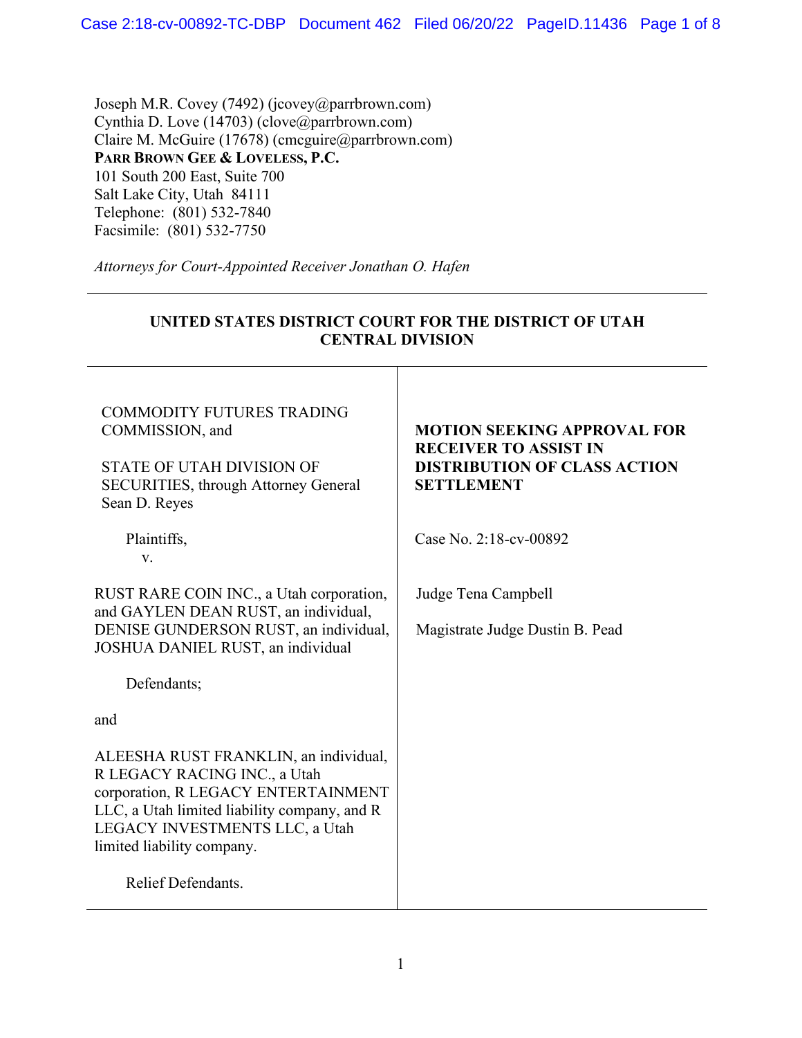Joseph M.R. Covey (7492) (jcovey@parrbrown.com)
Cynthia D. Love (14703) (clove@parrbrown.com)
Claire M. McGuire (17678) (cmcguire@parrbrown.com)
**PARR BROWN GEE & LOVELESS, P.C.**
101 South 200 East, Suite 700
Salt Lake City, Utah 84111
Telephone: (801) 532-7840
Facsimile: (801) 532-7750

*Attorneys for Court-Appointed Receiver Jonathan O. Hafen*

---

**UNITED STATES DISTRICT COURT FOR THE DISTRICT OF UTAH
CENTRAL DIVISION**

---

COMMODITY FUTURES TRADING COMMISSION, and

STATE OF UTAH DIVISION OF SECURITIES, through Attorney General Sean D. Reyes

Plaintiffs,
v.

RUST RARE COIN INC., a Utah corporation, and GAYLEN DEAN RUST, an individual, DENISE GUNDERSON RUST, an individual, JOSHUA DANIEL RUST, an individual

Defendants;

and

ALEESHA RUST FRANKLIN, an individual, R LEGACY RACING INC., a Utah corporation, R LEGACY ENTERTAINMENT LLC, a Utah limited liability company, and R LEGACY INVESTMENTS LLC, a Utah limited liability company.

Relief Defendants.

**MOTION SEEKING APPROVAL FOR RECEIVER TO ASSIST IN DISTRIBUTION OF CLASS ACTION SETTLEMENT**

Case No. 2:18-cv-00892

Judge Tena Campbell

Magistrate Judge Dustin B. Pead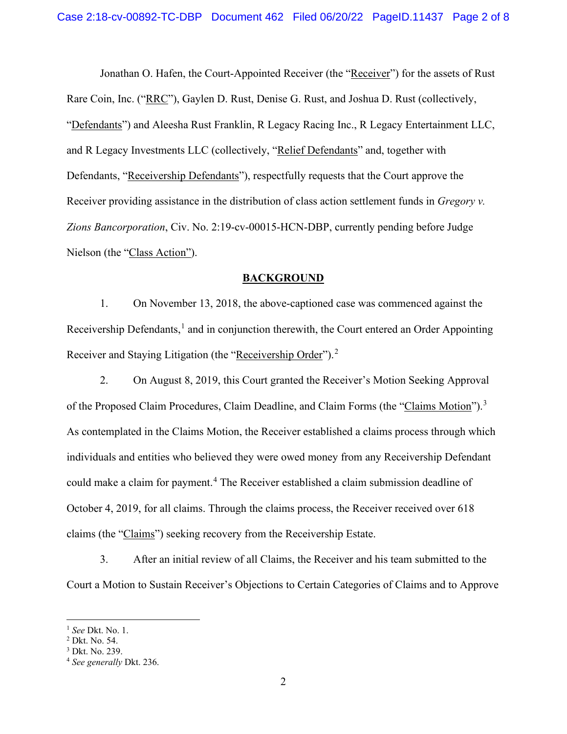Jonathan O. Hafen, the Court-Appointed Receiver (the "Receiver") for the assets of Rust Rare Coin, Inc. ("RRC"), Gaylen D. Rust, Denise G. Rust, and Joshua D. Rust (collectively, "Defendants") and Aleesha Rust Franklin, R Legacy Racing Inc., R Legacy Entertainment LLC, and R Legacy Investments LLC (collectively, "Relief Defendants" and, together with Defendants, "Receivership Defendants"), respectfully requests that the Court approve the Receiver providing assistance in the distribution of class action settlement funds in *Gregory v. Zions Bancorporation*, Civ. No. 2:19-cv-00015-HCN-DBP, currently pending before Judge Nielson (the "Class Action").

## BACKGROUND

1. On November 13, 2018, the above-captioned case was commenced against the Receivership Defendants,[1] and in conjunction therewith, the Court entered an Order Appointing Receiver and Staying Litigation (the "Receivership Order").[2]

2. On August 8, 2019, this Court granted the Receiver's Motion Seeking Approval of the Proposed Claim Procedures, Claim Deadline, and Claim Forms (the "Claims Motion").[3] As contemplated in the Claims Motion, the Receiver established a claims process through which individuals and entities who believed they were owed money from any Receivership Defendant could make a claim for payment.[4] The Receiver established a claim submission deadline of October 4, 2019, for all claims. Through the claims process, the Receiver received over 618 claims (the "Claims") seeking recovery from the Receivership Estate.

3. After an initial review of all Claims, the Receiver and his team submitted to the Court a Motion to Sustain Receiver's Objections to Certain Categories of Claims and to Approve

---

[1] *See* Dkt. No. 1.

[2] Dkt. No. 54.

[3] Dkt. No. 239.

[4] *See generally* Dkt. 236.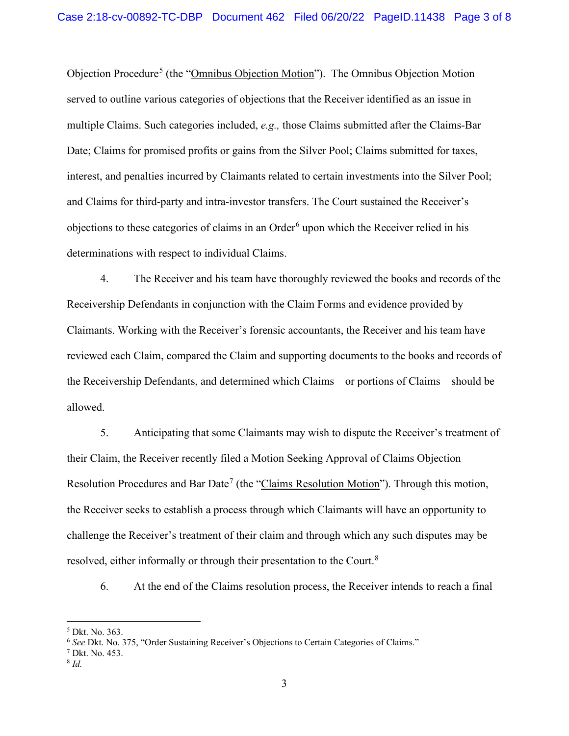Objection Procedure[5] (the "Omnibus Objection Motion"). The Omnibus Objection Motion served to outline various categories of objections that the Receiver identified as an issue in multiple Claims. Such categories included, *e.g.,* those Claims submitted after the Claims-Bar Date; Claims for promised profits or gains from the Silver Pool; Claims submitted for taxes, interest, and penalties incurred by Claimants related to certain investments into the Silver Pool; and Claims for third-party and intra-investor transfers. The Court sustained the Receiver's objections to these categories of claims in an Order[6] upon which the Receiver relied in his determinations with respect to individual Claims.

4. The Receiver and his team have thoroughly reviewed the books and records of the Receivership Defendants in conjunction with the Claim Forms and evidence provided by Claimants. Working with the Receiver's forensic accountants, the Receiver and his team have reviewed each Claim, compared the Claim and supporting documents to the books and records of the Receivership Defendants, and determined which Claims—or portions of Claims—should be allowed.

5. Anticipating that some Claimants may wish to dispute the Receiver's treatment of their Claim, the Receiver recently filed a Motion Seeking Approval of Claims Objection Resolution Procedures and Bar Date[7] (the "Claims Resolution Motion"). Through this motion, the Receiver seeks to establish a process through which Claimants will have an opportunity to challenge the Receiver's treatment of their claim and through which any such disputes may be resolved, either informally or through their presentation to the Court.[8]

6. At the end of the Claims resolution process, the Receiver intends to reach a final

---

[5] Dkt. No. 363.

[6] *See* Dkt. No. 375, "Order Sustaining Receiver's Objections to Certain Categories of Claims."

[7] Dkt. No. 453.

[8] *Id.*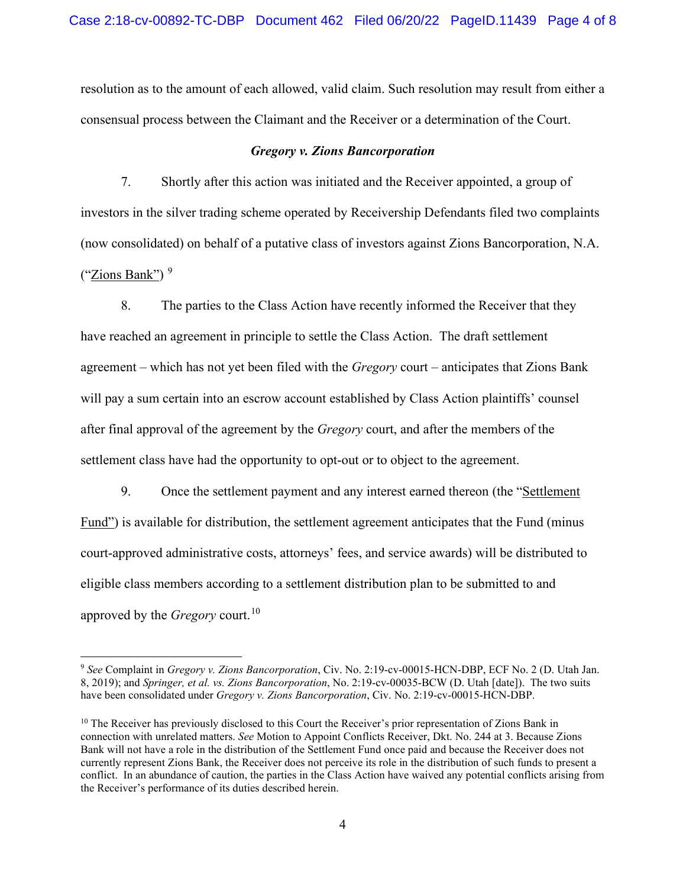resolution as to the amount of each allowed, valid claim. Such resolution may result from either a consensual process between the Claimant and the Receiver or a determination of the Court.

### *Gregory v. Zions Bancorporation*

7. Shortly after this action was initiated and the Receiver appointed, a group of investors in the silver trading scheme operated by Receivership Defendants filed two complaints (now consolidated) on behalf of a putative class of investors against Zions Bancorporation, N.A. ("Zions Bank")[9]

8. The parties to the Class Action have recently informed the Receiver that they have reached an agreement in principle to settle the Class Action. The draft settlement agreement – which has not yet been filed with the *Gregory* court – anticipates that Zions Bank will pay a sum certain into an escrow account established by Class Action plaintiffs' counsel after final approval of the agreement by the *Gregory* court, and after the members of the settlement class have had the opportunity to opt-out or to object to the agreement.

9. Once the settlement payment and any interest earned thereon (the "Settlement Fund") is available for distribution, the settlement agreement anticipates that the Fund (minus court-approved administrative costs, attorneys' fees, and service awards) will be distributed to eligible class members according to a settlement distribution plan to be submitted to and approved by the *Gregory* court.[10]

---

[9] *See* Complaint in *Gregory v. Zions Bancorporation*, Civ. No. 2:19-cv-00015-HCN-DBP, ECF No. 2 (D. Utah Jan. 8, 2019); and *Springer, et al. vs. Zions Bancorporation*, No. 2:19-cv-00035-BCW (D. Utah [date]). The two suits have been consolidated under *Gregory v. Zions Bancorporation*, Civ. No. 2:19-cv-00015-HCN-DBP.

[10] The Receiver has previously disclosed to this Court the Receiver's prior representation of Zions Bank in connection with unrelated matters. *See* Motion to Appoint Conflicts Receiver, Dkt. No. 244 at 3. Because Zions Bank will not have a role in the distribution of the Settlement Fund once paid and because the Receiver does not currently represent Zions Bank, the Receiver does not perceive its role in the distribution of such funds to present a conflict. In an abundance of caution, the parties in the Class Action have waived any potential conflicts arising from the Receiver's performance of its duties described herein.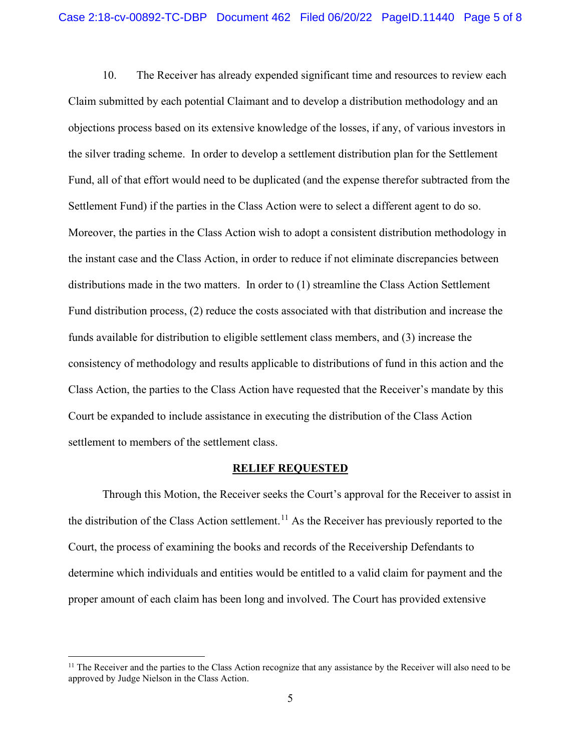10. The Receiver has already expended significant time and resources to review each Claim submitted by each potential Claimant and to develop a distribution methodology and an objections process based on its extensive knowledge of the losses, if any, of various investors in the silver trading scheme. In order to develop a settlement distribution plan for the Settlement Fund, all of that effort would need to be duplicated (and the expense therefor subtracted from the Settlement Fund) if the parties in the Class Action were to select a different agent to do so. Moreover, the parties in the Class Action wish to adopt a consistent distribution methodology in the instant case and the Class Action, in order to reduce if not eliminate discrepancies between distributions made in the two matters. In order to (1) streamline the Class Action Settlement Fund distribution process, (2) reduce the costs associated with that distribution and increase the funds available for distribution to eligible settlement class members, and (3) increase the consistency of methodology and results applicable to distributions of fund in this action and the Class Action, the parties to the Class Action have requested that the Receiver's mandate by this Court be expanded to include assistance in executing the distribution of the Class Action settlement to members of the settlement class.

## RELIEF REQUESTED

Through this Motion, the Receiver seeks the Court's approval for the Receiver to assist in the distribution of the Class Action settlement.[11] As the Receiver has previously reported to the Court, the process of examining the books and records of the Receivership Defendants to determine which individuals and entities would be entitled to a valid claim for payment and the proper amount of each claim has been long and involved. The Court has provided extensive

[11] The Receiver and the parties to the Class Action recognize that any assistance by the Receiver will also need to be approved by Judge Nielson in the Class Action.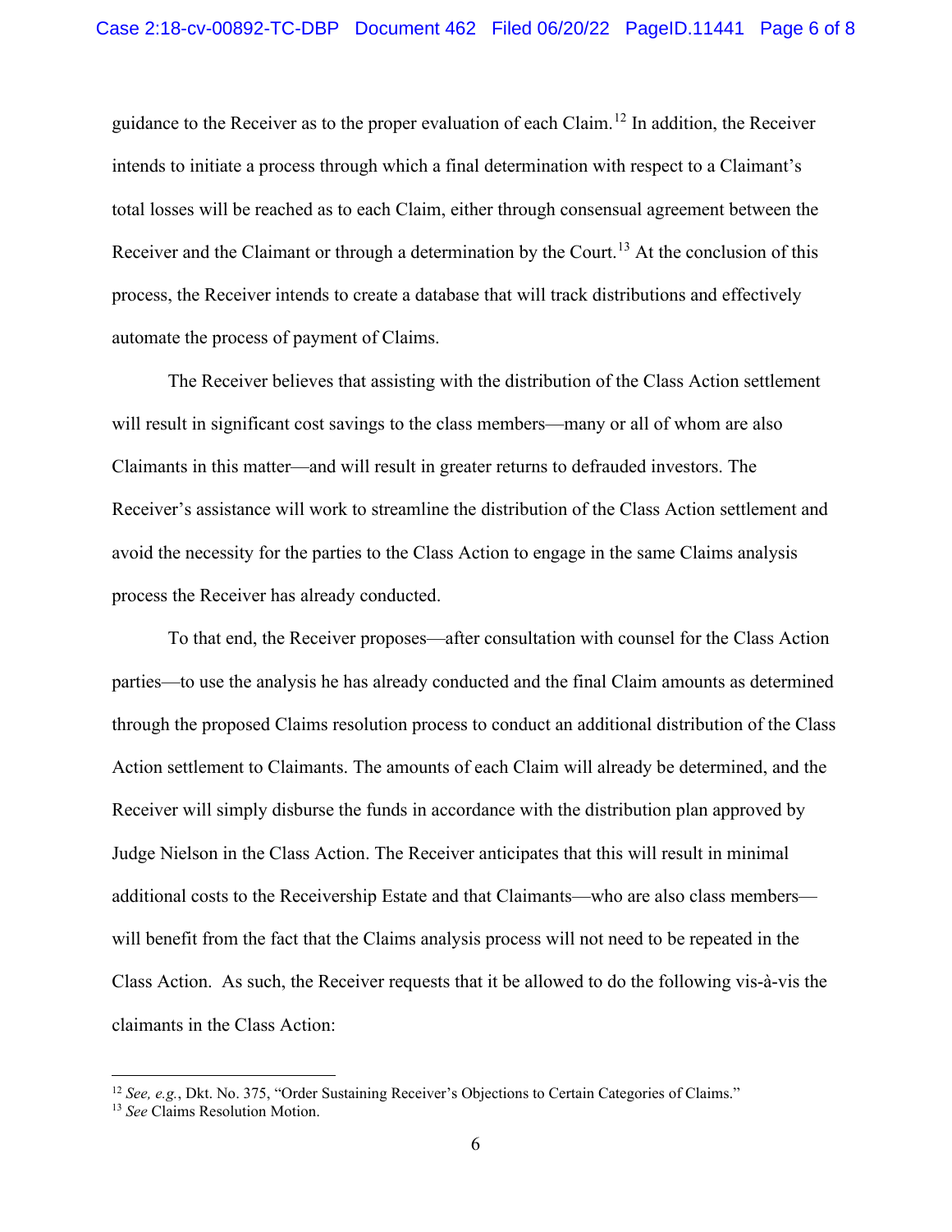guidance to the Receiver as to the proper evaluation of each Claim.[12] In addition, the Receiver intends to initiate a process through which a final determination with respect to a Claimant's total losses will be reached as to each Claim, either through consensual agreement between the Receiver and the Claimant or through a determination by the Court.[13] At the conclusion of this process, the Receiver intends to create a database that will track distributions and effectively automate the process of payment of Claims.

The Receiver believes that assisting with the distribution of the Class Action settlement will result in significant cost savings to the class members—many or all of whom are also Claimants in this matter—and will result in greater returns to defrauded investors. The Receiver's assistance will work to streamline the distribution of the Class Action settlement and avoid the necessity for the parties to the Class Action to engage in the same Claims analysis process the Receiver has already conducted.

To that end, the Receiver proposes—after consultation with counsel for the Class Action parties—to use the analysis he has already conducted and the final Claim amounts as determined through the proposed Claims resolution process to conduct an additional distribution of the Class Action settlement to Claimants. The amounts of each Claim will already be determined, and the Receiver will simply disburse the funds in accordance with the distribution plan approved by Judge Nielson in the Class Action. The Receiver anticipates that this will result in minimal additional costs to the Receivership Estate and that Claimants—who are also class members—will benefit from the fact that the Claims analysis process will not need to be repeated in the Class Action. As such, the Receiver requests that it be allowed to do the following vis-à-vis the claimants in the Class Action:

---

[12] *See, e.g.*, Dkt. No. 375, "Order Sustaining Receiver's Objections to Certain Categories of Claims."

[13] *See* Claims Resolution Motion.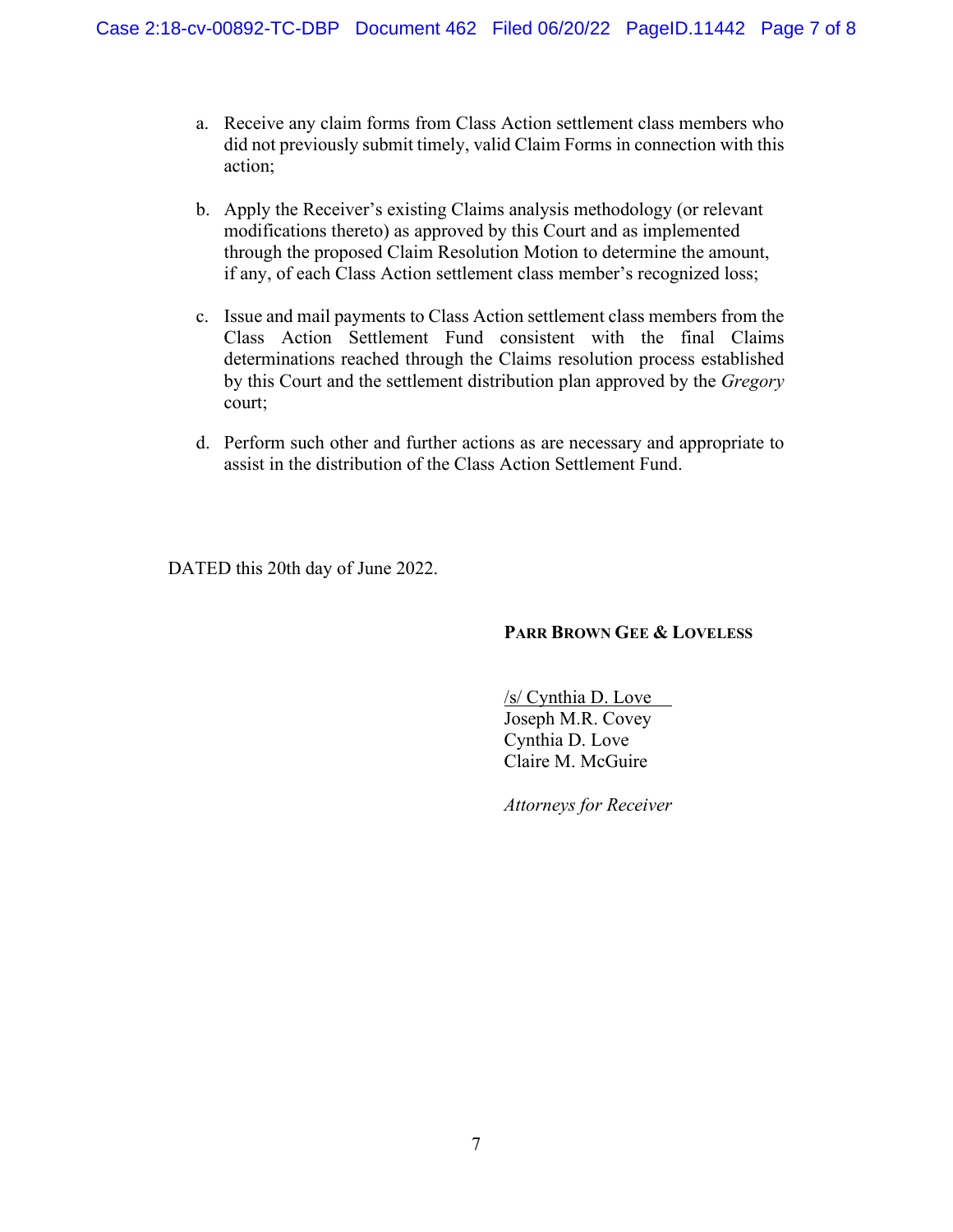a. Receive any claim forms from Class Action settlement class members who did not previously submit timely, valid Claim Forms in connection with this action;

b. Apply the Receiver's existing Claims analysis methodology (or relevant modifications thereto) as approved by this Court and as implemented through the proposed Claim Resolution Motion to determine the amount, if any, of each Class Action settlement class member's recognized loss;

c. Issue and mail payments to Class Action settlement class members from the Class Action Settlement Fund consistent with the final Claims determinations reached through the Claims resolution process established by this Court and the settlement distribution plan approved by the *Gregory* court;

d. Perform such other and further actions as are necessary and appropriate to assist in the distribution of the Class Action Settlement Fund.

DATED this 20th day of June 2022.

**PARR BROWN GEE & LOVELESS**

/s/ Cynthia D. Love
Joseph M.R. Covey
Cynthia D. Love
Claire M. McGuire

*Attorneys for Receiver*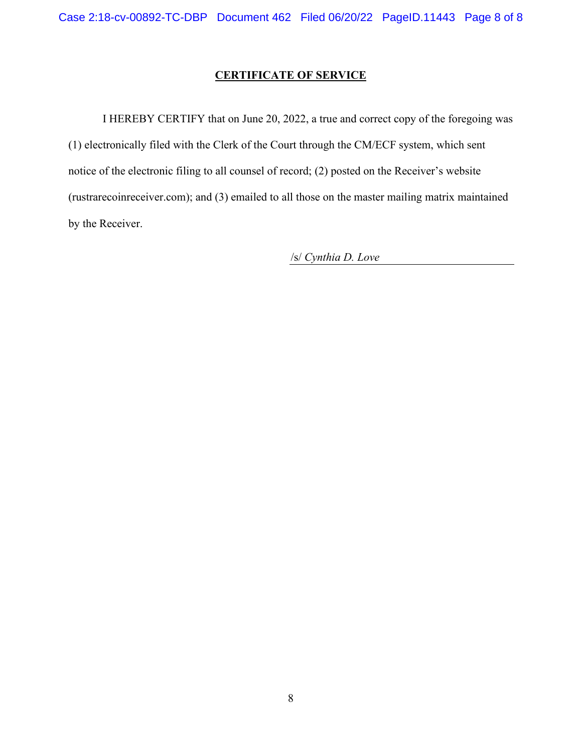## CERTIFICATE OF SERVICE

I HEREBY CERTIFY that on June 20, 2022, a true and correct copy of the foregoing was (1) electronically filed with the Clerk of the Court through the CM/ECF system, which sent notice of the electronic filing to all counsel of record; (2) posted on the Receiver's website (rustrarecoinreceiver.com); and (3) emailed to all those on the master mailing matrix maintained by the Receiver.

/s/ *Cynthia D. Love*